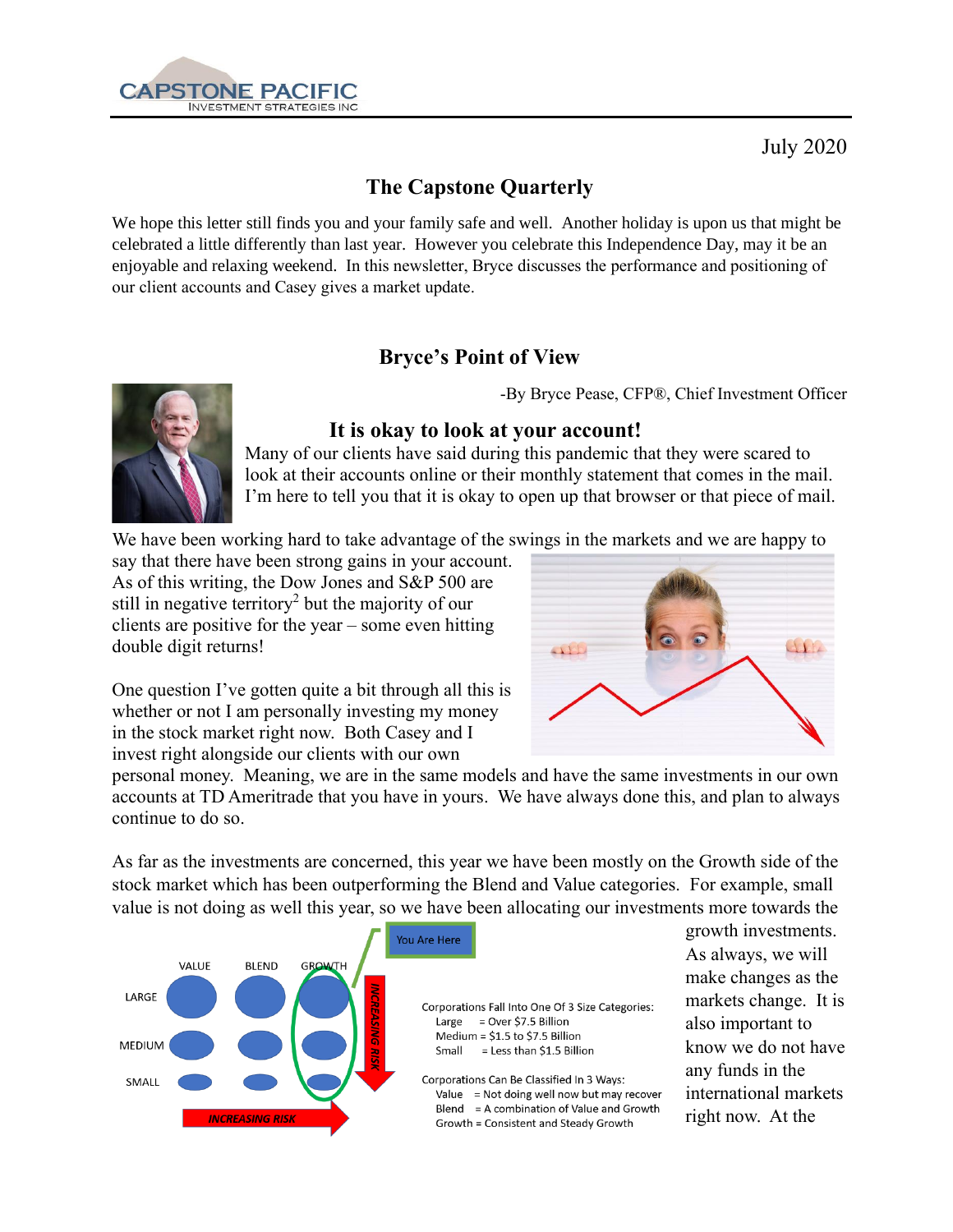CAPSTONE PACIFIC
INVESTMENT STRATEGIES INC

July 2020

# The Capstone Quarterly

We hope this letter still finds you and your family safe and well. Another holiday is upon us that might be celebrated a little differently than last year. However you celebrate this Independence Day, may it be an enjoyable and relaxing weekend. In this newsletter, Bryce discusses the performance and positioning of our client accounts and Casey gives a market update.

## Bryce's Point of View

-By Bryce Pease, CFP®, Chief Investment Officer

### It is okay to look at your account!

Many of our clients have said during this pandemic that they were scared to look at their accounts online or their monthly statement that comes in the mail. I'm here to tell you that it is okay to open up that browser or that piece of mail.

We have been working hard to take advantage of the swings in the markets and we are happy to say that there have been strong gains in your account. As of this writing, the Dow Jones and S&P 500 are still in negative territory[2] but the majority of our clients are positive for the year – some even hitting double digit returns!

One question I've gotten quite a bit through all this is whether or not I am personally investing my money in the stock market right now. Both Casey and I invest right alongside our clients with our own personal money. Meaning, we are in the same models and have the same investments in our own accounts at TD Ameritrade that you have in yours. We have always done this, and plan to always continue to do so.

As far as the investments are concerned, this year we have been mostly on the Growth side of the stock market which has been outperforming the Blend and Value categories. For example, small value is not doing as well this year, so we have been allocating our investments more towards the growth investments. As always, we will make changes as the markets change. It is also important to know we do not have any funds in the international markets right now. At the

You Are Here

VALUE BLEND GROWTH

LARGE

MEDIUM

SMALL

INCREASING RISK

INCREASING RISK

Corporations Fall Into One Of 3 Size Categories:
- Large = Over $7.5 Billion
- Medium = $1.5 to $7.5 Billion
- Small = Less than $1.5 Billion

Corporations Can Be Classified In 3 Ways:
- Value = Not doing well now but may recover
- Blend = A combination of Value and Growth
- Growth = Consistent and Steady Growth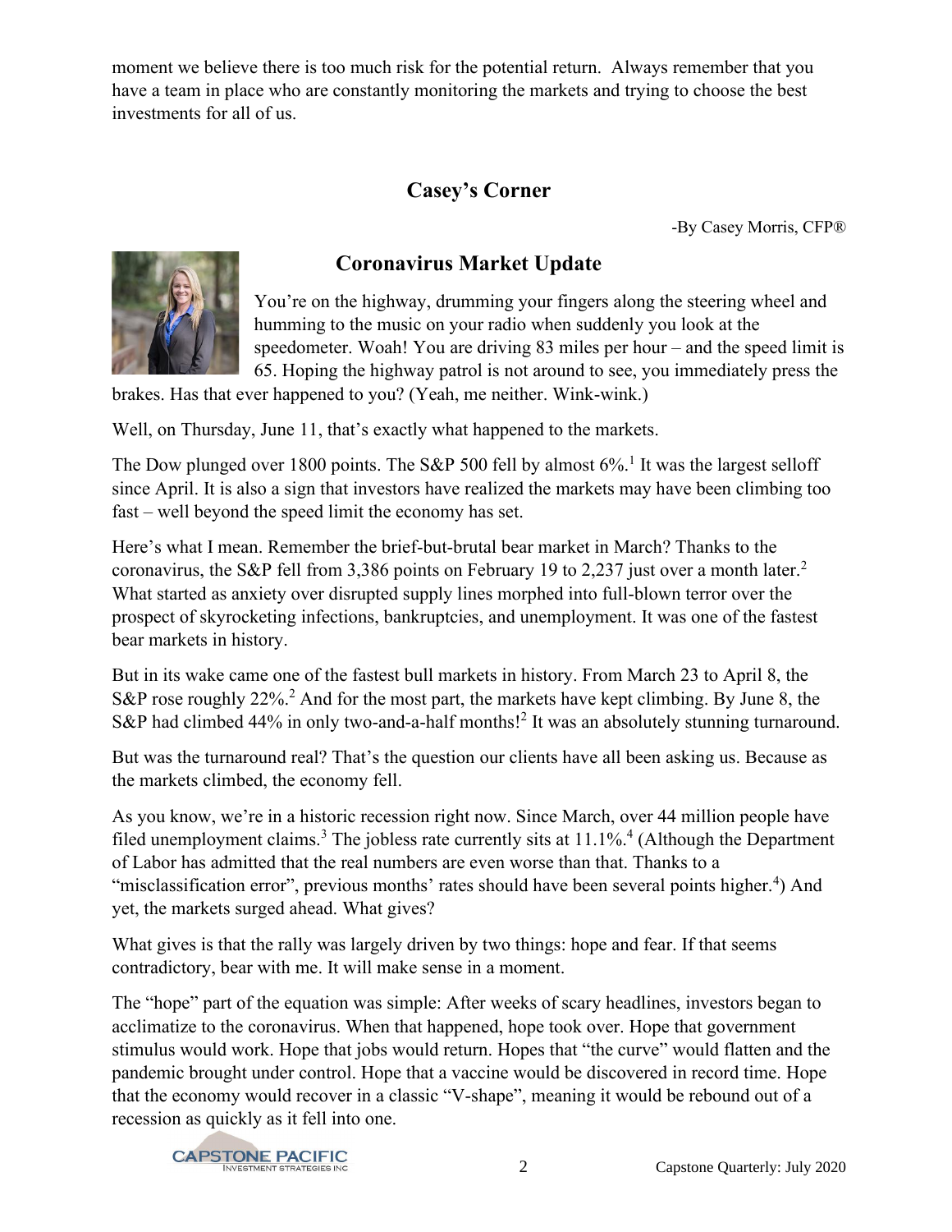moment we believe there is too much risk for the potential return. Always remember that you have a team in place who are constantly monitoring the markets and trying to choose the best investments for all of us.

## Casey's Corner

-By Casey Morris, CFP®

### Coronavirus Market Update

You're on the highway, drumming your fingers along the steering wheel and humming to the music on your radio when suddenly you look at the speedometer. Woah! You are driving 83 miles per hour – and the speed limit is 65. Hoping the highway patrol is not around to see, you immediately press the brakes. Has that ever happened to you? (Yeah, me neither. Wink-wink.)

Well, on Thursday, June 11, that's exactly what happened to the markets.

The Dow plunged over 1800 points. The S&P 500 fell by almost 6%.[1] It was the largest selloff since April. It is also a sign that investors have realized the markets may have been climbing too fast – well beyond the speed limit the economy has set.

Here's what I mean. Remember the brief-but-brutal bear market in March? Thanks to the coronavirus, the S&P fell from 3,386 points on February 19 to 2,237 just over a month later.[2] What started as anxiety over disrupted supply lines morphed into full-blown terror over the prospect of skyrocketing infections, bankruptcies, and unemployment. It was one of the fastest bear markets in history.

But in its wake came one of the fastest bull markets in history. From March 23 to April 8, the S&P rose roughly 22%.[2] And for the most part, the markets have kept climbing. By June 8, the S&P had climbed 44% in only two-and-a-half months![2] It was an absolutely stunning turnaround.

But was the turnaround real? That's the question our clients have all been asking us. Because as the markets climbed, the economy fell.

As you know, we're in a historic recession right now. Since March, over 44 million people have filed unemployment claims.[3] The jobless rate currently sits at 11.1%.[4] (Although the Department of Labor has admitted that the real numbers are even worse than that. Thanks to a "misclassification error", previous months' rates should have been several points higher.[4]) And yet, the markets surged ahead. What gives?

What gives is that the rally was largely driven by two things: hope and fear. If that seems contradictory, bear with me. It will make sense in a moment.

The "hope" part of the equation was simple: After weeks of scary headlines, investors began to acclimatize to the coronavirus. When that happened, hope took over. Hope that government stimulus would work. Hope that jobs would return. Hopes that "the curve" would flatten and the pandemic brought under control. Hope that a vaccine would be discovered in record time. Hope that the economy would recover in a classic "V-shape", meaning it would be rebound out of a recession as quickly as it fell into one.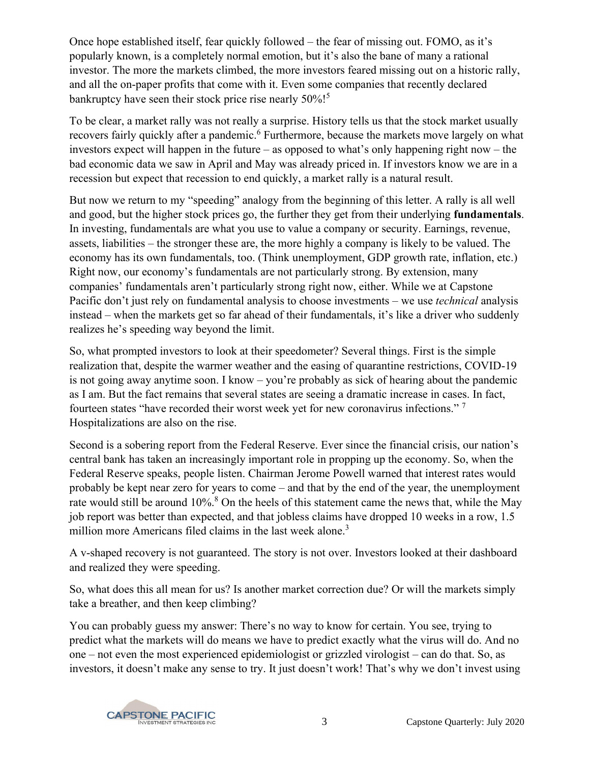Once hope established itself, fear quickly followed – the fear of missing out. FOMO, as it's popularly known, is a completely normal emotion, but it's also the bane of many a rational investor. The more the markets climbed, the more investors feared missing out on a historic rally, and all the on-paper profits that come with it. Even some companies that recently declared bankruptcy have seen their stock price rise nearly 50%![5]

To be clear, a market rally was not really a surprise. History tells us that the stock market usually recovers fairly quickly after a pandemic.[6] Furthermore, because the markets move largely on what investors expect will happen in the future – as opposed to what's only happening right now – the bad economic data we saw in April and May was already priced in. If investors know we are in a recession but expect that recession to end quickly, a market rally is a natural result.

But now we return to my "speeding" analogy from the beginning of this letter. A rally is all well and good, but the higher stock prices go, the further they get from their underlying **fundamentals**. In investing, fundamentals are what you use to value a company or security. Earnings, revenue, assets, liabilities – the stronger these are, the more highly a company is likely to be valued. The economy has its own fundamentals, too. (Think unemployment, GDP growth rate, inflation, etc.) Right now, our economy's fundamentals are not particularly strong. By extension, many companies' fundamentals aren't particularly strong right now, either. While we at Capstone Pacific don't just rely on fundamental analysis to choose investments – we use *technical* analysis instead – when the markets get so far ahead of their fundamentals, it's like a driver who suddenly realizes he's speeding way beyond the limit.

So, what prompted investors to look at their speedometer? Several things. First is the simple realization that, despite the warmer weather and the easing of quarantine restrictions, COVID-19 is not going away anytime soon. I know – you're probably as sick of hearing about the pandemic as I am. But the fact remains that several states are seeing a dramatic increase in cases. In fact, fourteen states "have recorded their worst week yet for new coronavirus infections."[7] Hospitalizations are also on the rise.

Second is a sobering report from the Federal Reserve. Ever since the financial crisis, our nation's central bank has taken an increasingly important role in propping up the economy. So, when the Federal Reserve speaks, people listen. Chairman Jerome Powell warned that interest rates would probably be kept near zero for years to come – and that by the end of the year, the unemployment rate would still be around 10%.[8] On the heels of this statement came the news that, while the May job report was better than expected, and that jobless claims have dropped 10 weeks in a row, 1.5 million more Americans filed claims in the last week alone.[3]

A v-shaped recovery is not guaranteed. The story is not over. Investors looked at their dashboard and realized they were speeding.

So, what does this all mean for us? Is another market correction due? Or will the markets simply take a breather, and then keep climbing?

You can probably guess my answer: There's no way to know for certain. You see, trying to predict what the markets will do means we have to predict exactly what the virus will do. And no one – not even the most experienced epidemiologist or grizzled virologist – can do that. So, as investors, it doesn't make any sense to try. It just doesn't work! That's why we don't invest using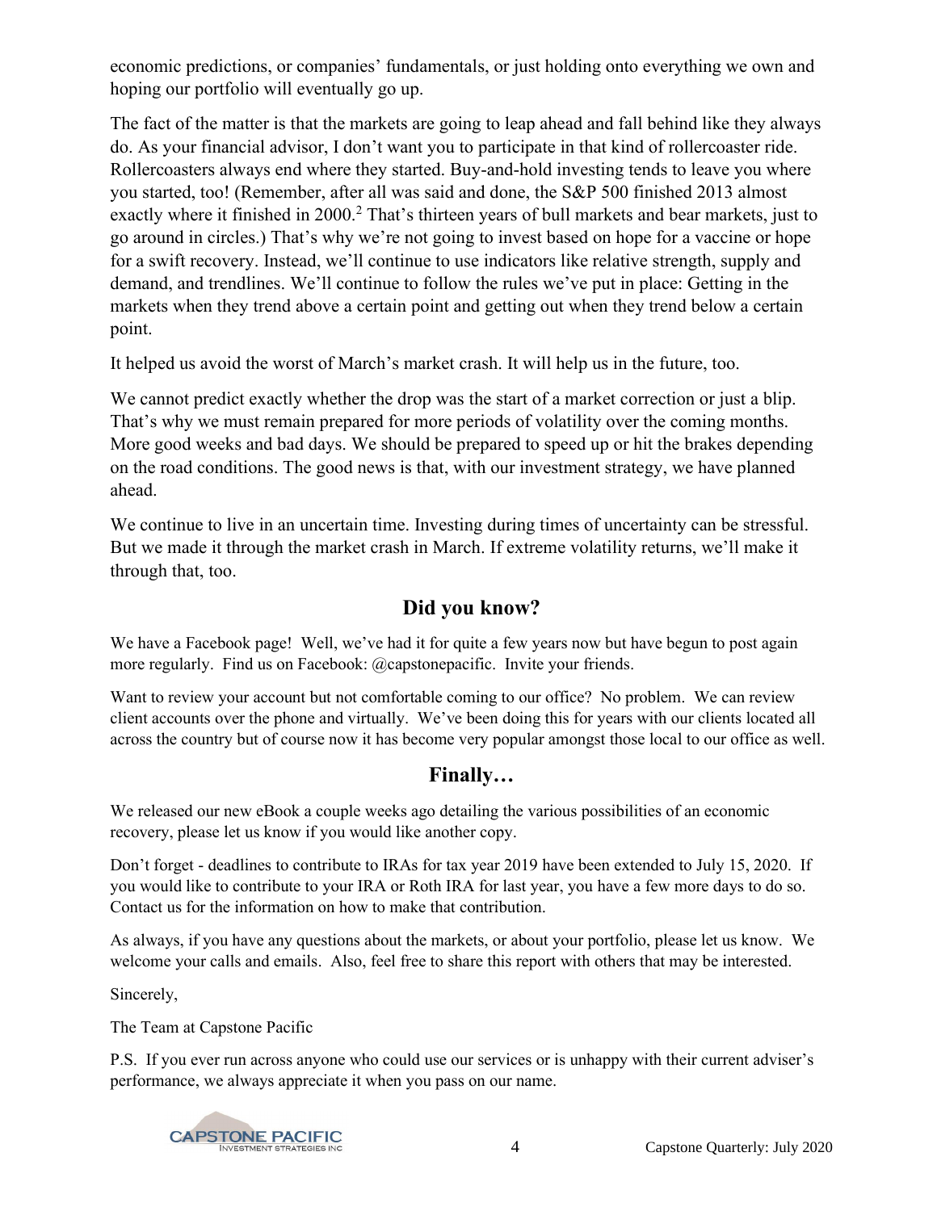economic predictions, or companies' fundamentals, or just holding onto everything we own and hoping our portfolio will eventually go up.

The fact of the matter is that the markets are going to leap ahead and fall behind like they always do. As your financial advisor, I don't want you to participate in that kind of rollercoaster ride. Rollercoasters always end where they started. Buy-and-hold investing tends to leave you where you started, too! (Remember, after all was said and done, the S&P 500 finished 2013 almost exactly where it finished in 2000.[2] That's thirteen years of bull markets and bear markets, just to go around in circles.) That's why we're not going to invest based on hope for a vaccine or hope for a swift recovery. Instead, we'll continue to use indicators like relative strength, supply and demand, and trendlines. We'll continue to follow the rules we've put in place: Getting in the markets when they trend above a certain point and getting out when they trend below a certain point.

It helped us avoid the worst of March's market crash. It will help us in the future, too.

We cannot predict exactly whether the drop was the start of a market correction or just a blip. That's why we must remain prepared for more periods of volatility over the coming months. More good weeks and bad days. We should be prepared to speed up or hit the brakes depending on the road conditions. The good news is that, with our investment strategy, we have planned ahead.

We continue to live in an uncertain time. Investing during times of uncertainty can be stressful. But we made it through the market crash in March. If extreme volatility returns, we'll make it through that, too.

## Did you know?

We have a Facebook page! Well, we've had it for quite a few years now but have begun to post again more regularly. Find us on Facebook: @capstonepacific. Invite your friends.

Want to review your account but not comfortable coming to our office? No problem. We can review client accounts over the phone and virtually. We've been doing this for years with our clients located all across the country but of course now it has become very popular amongst those local to our office as well.

## Finally…

We released our new eBook a couple weeks ago detailing the various possibilities of an economic recovery, please let us know if you would like another copy.

Don't forget - deadlines to contribute to IRAs for tax year 2019 have been extended to July 15, 2020. If you would like to contribute to your IRA or Roth IRA for last year, you have a few more days to do so. Contact us for the information on how to make that contribution.

As always, if you have any questions about the markets, or about your portfolio, please let us know. We welcome your calls and emails. Also, feel free to share this report with others that may be interested.

Sincerely,

The Team at Capstone Pacific

P.S. If you ever run across anyone who could use our services or is unhappy with their current adviser's performance, we always appreciate it when you pass on our name.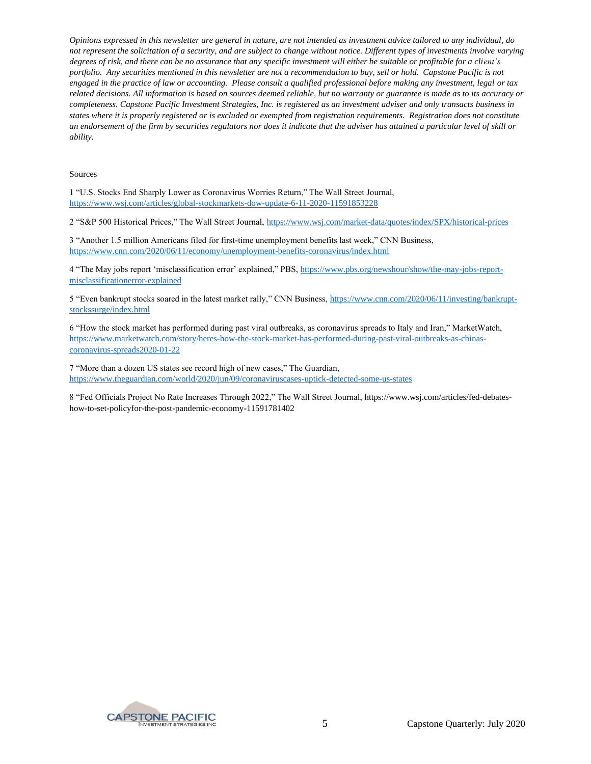*Opinions expressed in this newsletter are general in nature, are not intended as investment advice tailored to any individual, do not represent the solicitation of a security, and are subject to change without notice. Different types of investments involve varying degrees of risk, and there can be no assurance that any specific investment will either be suitable or profitable for a client's portfolio. Any securities mentioned in this newsletter are not a recommendation to buy, sell or hold. Capstone Pacific is not engaged in the practice of law or accounting. Please consult a qualified professional before making any investment, legal or tax related decisions. All information is based on sources deemed reliable, but no warranty or guarantee is made as to its accuracy or completeness. Capstone Pacific Investment Strategies, Inc. is registered as an investment adviser and only transacts business in states where it is properly registered or is excluded or exempted from registration requirements. Registration does not constitute an endorsement of the firm by securities regulators nor does it indicate that the adviser has attained a particular level of skill or ability.*

Sources

1 "U.S. Stocks End Sharply Lower as Coronavirus Worries Return," The Wall Street Journal, https://www.wsj.com/articles/global-stockmarkets-dow-update-6-11-2020-11591853228

2 "S&P 500 Historical Prices," The Wall Street Journal, https://www.wsj.com/market-data/quotes/index/SPX/historical-prices

3 "Another 1.5 million Americans filed for first-time unemployment benefits last week," CNN Business, https://www.cnn.com/2020/06/11/economy/unemployment-benefits-coronavirus/index.html

4 "The May jobs report 'misclassification error' explained," PBS, https://www.pbs.org/newshour/show/the-may-jobs-report-misclassificationerror-explained

5 "Even bankrupt stocks soared in the latest market rally," CNN Business, https://www.cnn.com/2020/06/11/investing/bankrupt-stockssurge/index.html

6 "How the stock market has performed during past viral outbreaks, as coronavirus spreads to Italy and Iran," MarketWatch, https://www.marketwatch.com/story/heres-how-the-stock-market-has-performed-during-past-viral-outbreaks-as-chinas-coronavirus-spreads2020-01-22

7 "More than a dozen US states see record high of new cases," The Guardian, https://www.theguardian.com/world/2020/jun/09/coronaviruscases-uptick-detected-some-us-states

8 "Fed Officials Project No Rate Increases Through 2022," The Wall Street Journal, https://www.wsj.com/articles/fed-debates-how-to-set-policyfor-the-post-pandemic-economy-11591781402